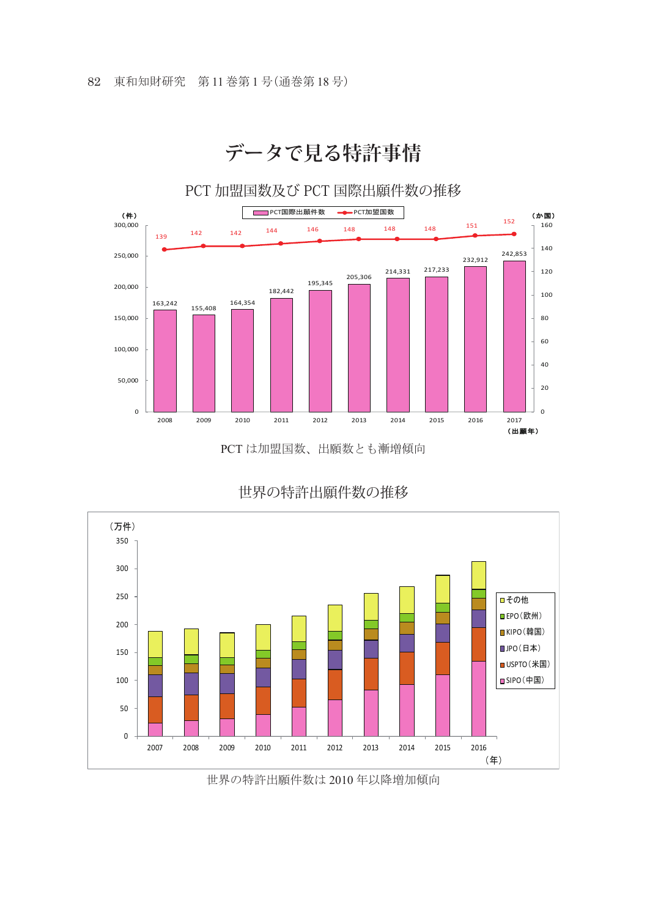# データで見る特許事情

## PCT 加盟国数及び PCT 国際出願件数の推移

PCT国際出願件数　PCT加盟国数

（件）　（か国）

300,000
250,000
200,000
150,000
100,000
50,000
0

160
140
120
100
80
60
40
20
0

139　142　142　144　146　148　148　148　151　152

163,242　155,408　164,354　182,442　195,345　205,306　214,331　217,233　232,912　242,853

2008　2009　2010　2011　2012　2013　2014　2015　2016　2017

（出願年）

PCT は加盟国数、出願数とも漸増傾向

## 世界の特許出願件数の推移

（万件）

350
300
250
200
150
100
50
0

2007　2008　2009　2010　2011　2012　2013　2014　2015　2016

（年）

その他
EPO（欧州）
KIPO（韓国）
JPO（日本）
USPTO（米国）
SIPO（中国）

世界の特許出願件数は 2010 年以降増加傾向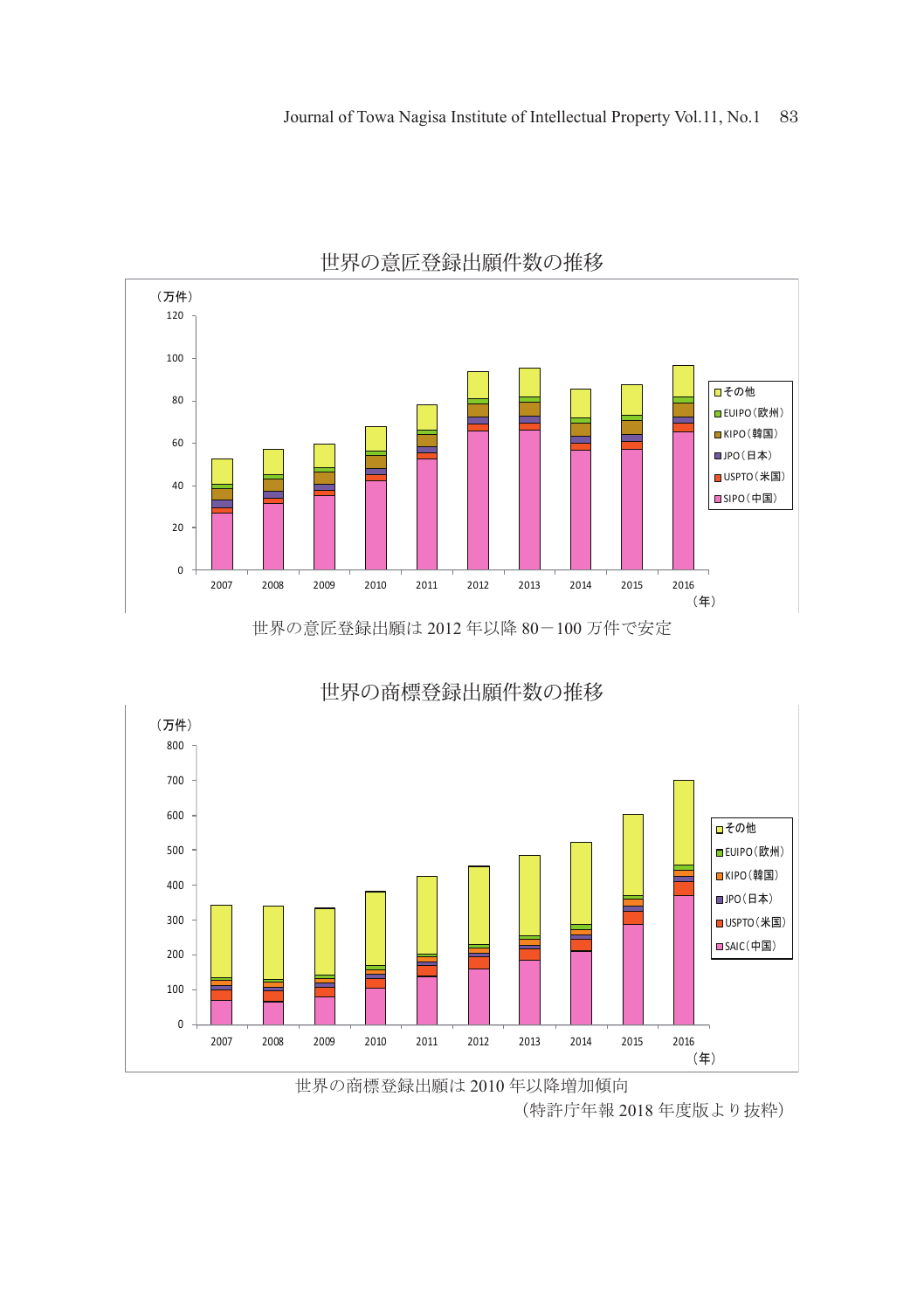世界の意匠登録出願件数の推移

（万件）
120
100
80
60
40
20
0
2007 2008 2009 2010 2011 2012 2013 2014 2015 2016
（年）

その他
EUIPO（欧州）
KIPO（韓国）
JPO（日本）
USPTO（米国）
SIPO（中国）

世界の意匠登録出願は 2012 年以降 80－100 万件で安定

世界の商標登録出願件数の推移

（万件）
800
700
600
500
400
300
200
100
0
2007 2008 2009 2010 2011 2012 2013 2014 2015 2016
（年）

その他
EUIPO（欧州）
KIPO（韓国）
JPO（日本）
USPTO（米国）
SAIC（中国）

世界の商標登録出願は 2010 年以降増加傾向

（特許庁年報 2018 年度版より抜粋）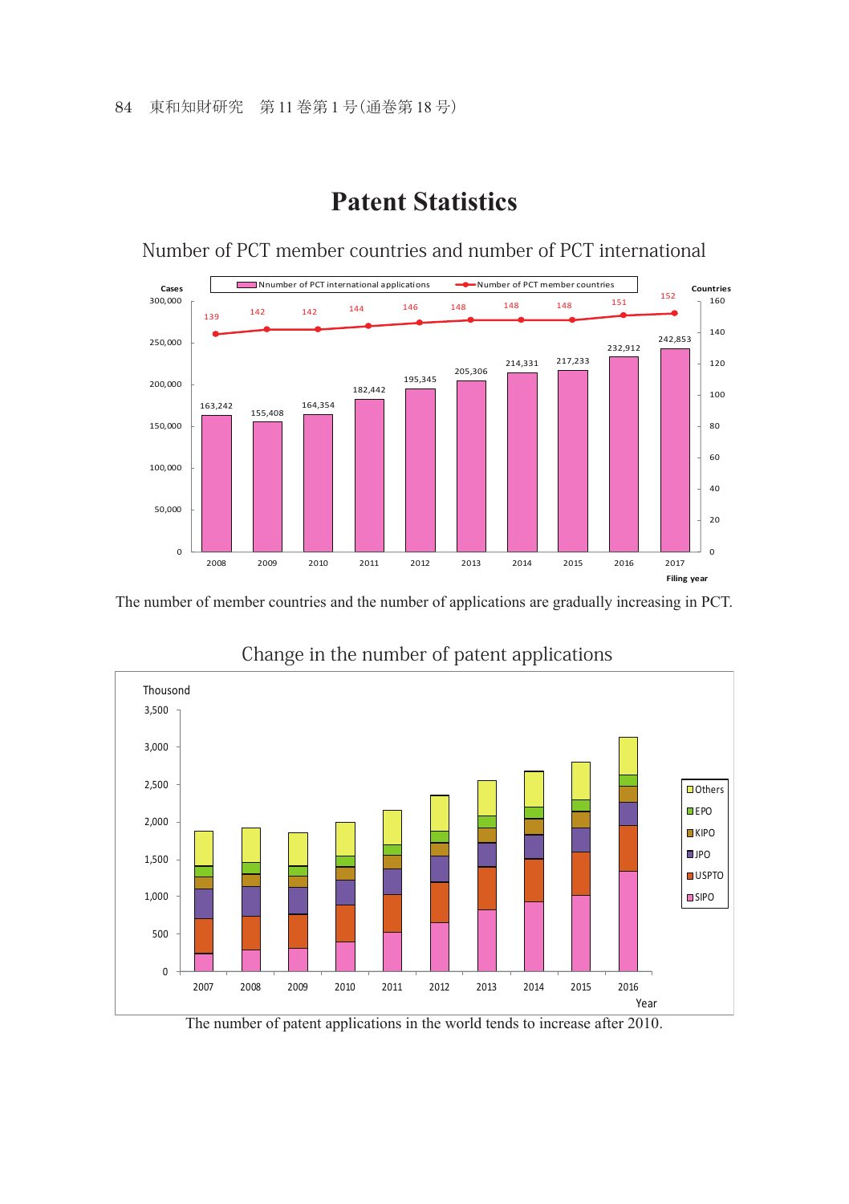# Patent Statistics

## Number of PCT member countries and number of PCT international

Cases

Nnumber of PCT international applications

Number of PCT member countries

Countries

300,000
250,000
200,000
150,000
100,000
50,000
0

160
140
120
100
80
60
40
20
0

139 142 142 144 146 148 148 148 151 152

163,242 155,408 164,354 182,442 195,345 205,306 214,331 217,233 232,912 242,853

2008 2009 2010 2011 2012 2013 2014 2015 2016 2017

Filing year

The number of member countries and the number of applications are gradually increasing in PCT.

## Change in the number of patent applications

Thousand

3,500
3,000
2,500
2,000
1,500
1,000
500
0

2007 2008 2009 2010 2011 2012 2013 2014 2015 2016

Year

Others
EPO
KIPO
JPO
USPTO
SIPO

The number of patent applications in the world tends to increase after 2010.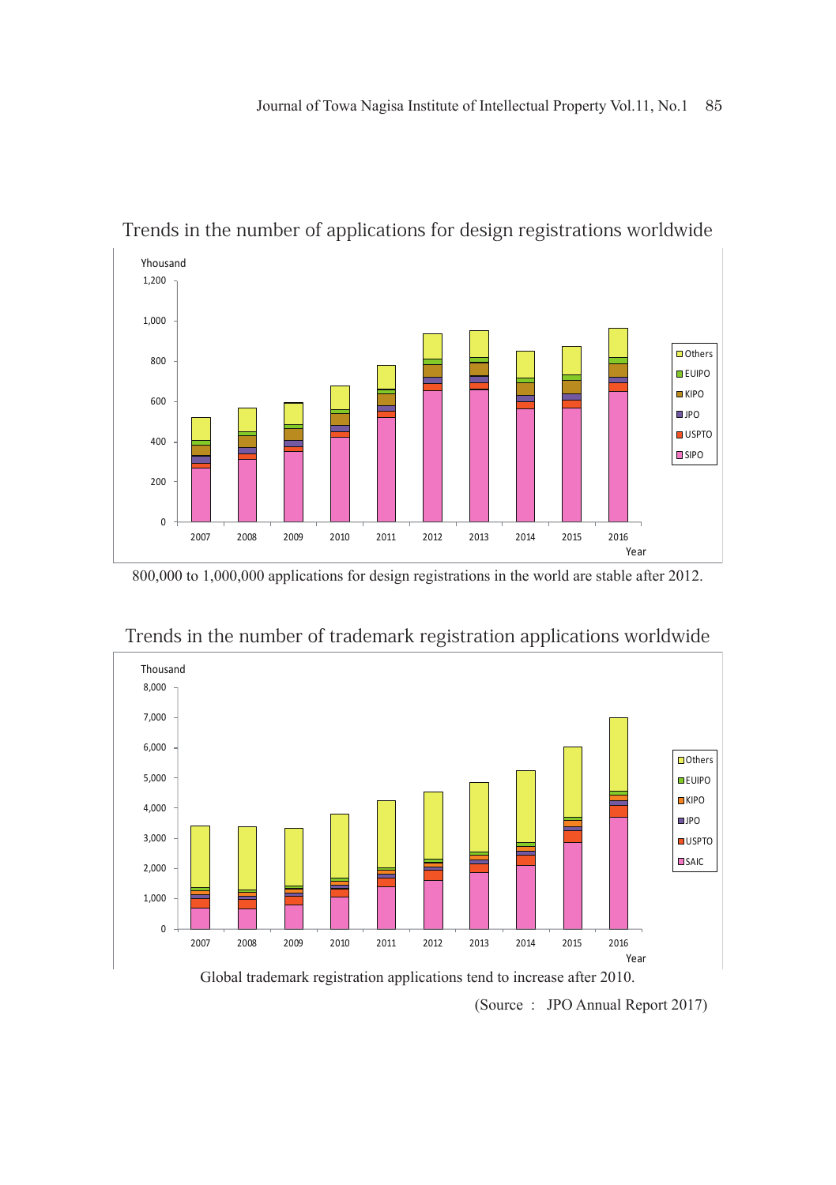Trends in the number of applications for design registrations worldwide

Yhousand

1,200
1,000
800
600
400
200
0

2007 2008 2009 2010 2011 2012 2013 2014 2015 2016

Year

Others
EUIPO
KIPO
JPO
USPTO
SIPO

800,000 to 1,000,000 applications for design registrations in the world are stable after 2012.

Trends in the number of trademark registration applications worldwide

Thousand

8,000
7,000
6,000
5,000
4,000
3,000
2,000
1,000
0

2007 2008 2009 2010 2011 2012 2013 2014 2015 2016

Year

Others
EUIPO
KIPO
JPO
USPTO
SAIC

Global trademark registration applications tend to increase after 2010.

(Source : JPO Annual Report 2017)